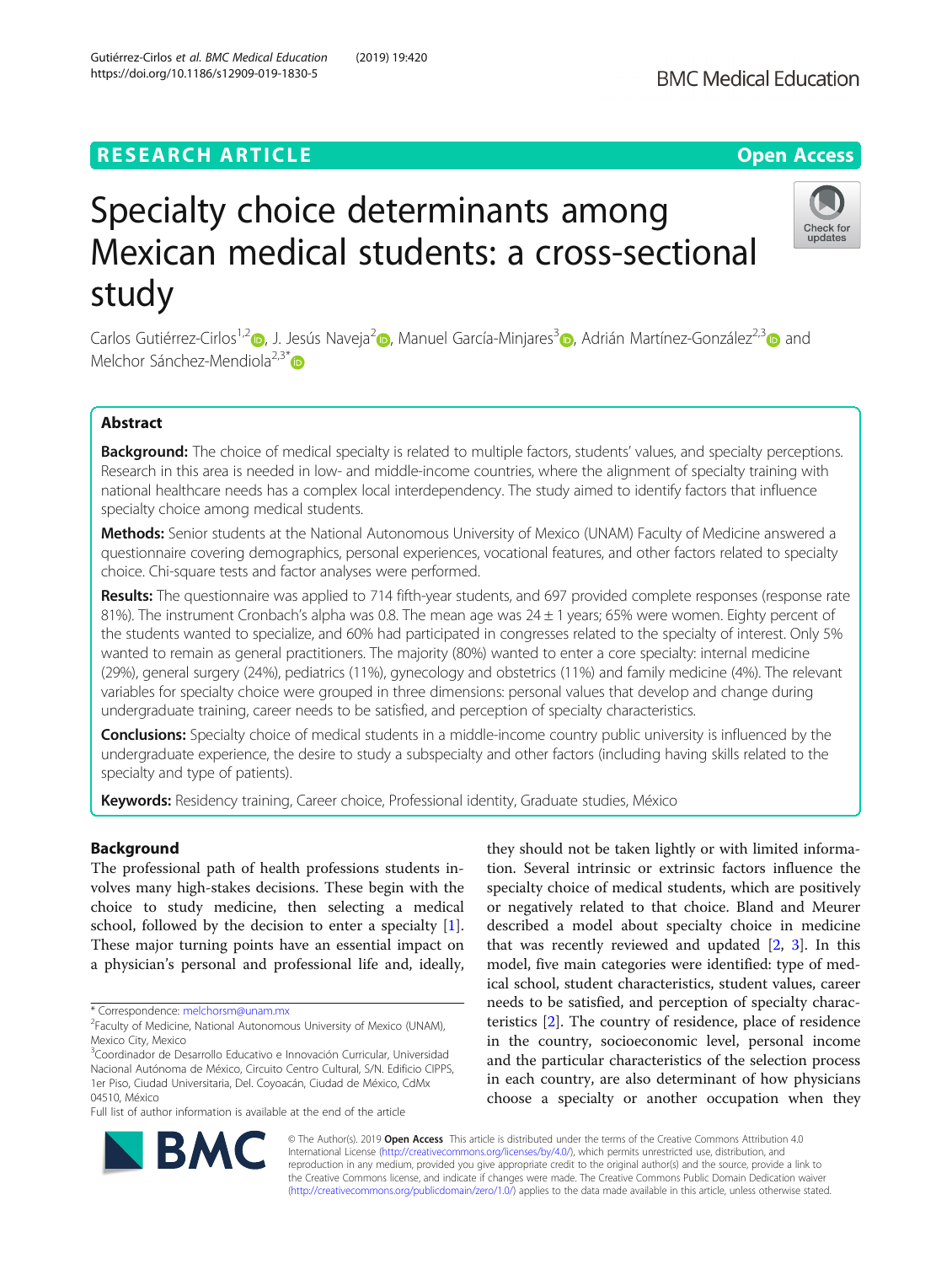RESEARCH ARTICLE

Open Access

# Specialty choice determinants among Mexican medical students: a cross-sectional study

Carlos Gutiérrez-Cirlos[1,2], J. Jesús Naveja[2], Manuel García-Minjares[3], Adrián Martínez-González[2,3] and Melchor Sánchez-Mendiola[2,3*]

## Abstract

**Background:** The choice of medical specialty is related to multiple factors, students' values, and specialty perceptions. Research in this area is needed in low- and middle-income countries, where the alignment of specialty training with national healthcare needs has a complex local interdependency. The study aimed to identify factors that influence specialty choice among medical students.

**Methods:** Senior students at the National Autonomous University of Mexico (UNAM) Faculty of Medicine answered a questionnaire covering demographics, personal experiences, vocational features, and other factors related to specialty choice. Chi-square tests and factor analyses were performed.

**Results:** The questionnaire was applied to 714 fifth-year students, and 697 provided complete responses (response rate 81%). The instrument Cronbach's alpha was 0.8. The mean age was 24 ± 1 years; 65% were women. Eighty percent of the students wanted to specialize, and 60% had participated in congresses related to the specialty of interest. Only 5% wanted to remain as general practitioners. The majority (80%) wanted to enter a core specialty: internal medicine (29%), general surgery (24%), pediatrics (11%), gynecology and obstetrics (11%) and family medicine (4%). The relevant variables for specialty choice were grouped in three dimensions: personal values that develop and change during undergraduate training, career needs to be satisfied, and perception of specialty characteristics.

**Conclusions:** Specialty choice of medical students in a middle-income country public university is influenced by the undergraduate experience, the desire to study a subspecialty and other factors (including having skills related to the specialty and type of patients).

**Keywords:** Residency training, Career choice, Professional identity, Graduate studies, México

## Background

The professional path of health professions students involves many high-stakes decisions. These begin with the choice to study medicine, then selecting a medical school, followed by the decision to enter a specialty [1]. These major turning points have an essential impact on a physician's personal and professional life and, ideally, they should not be taken lightly or with limited information. Several intrinsic or extrinsic factors influence the specialty choice of medical students, which are positively or negatively related to that choice. Bland and Meurer described a model about specialty choice in medicine that was recently reviewed and updated [2, 3]. In this model, five main categories were identified: type of medical school, student characteristics, student values, career needs to be satisfied, and perception of specialty characteristics [2]. The country of residence, place of residence in the country, socioeconomic level, personal income and the particular characteristics of the selection process in each country, are also determinant of how physicians choose a specialty or another occupation when they

* Correspondence: melchorsm@unam.mx
[2]Faculty of Medicine, National Autonomous University of Mexico (UNAM), Mexico City, Mexico
[3]Coordinador de Desarrollo Educativo e Innovación Curricular, Universidad Nacional Autónoma de México, Circuito Centro Cultural, S/N. Edificio CIPPS, 1er Piso, Ciudad Universitaria, Del. Coyoacán, Ciudad de México, CdMx 04510, México
Full list of author information is available at the end of the article

© The Author(s). 2019 **Open Access** This article is distributed under the terms of the Creative Commons Attribution 4.0 International License (http://creativecommons.org/licenses/by/4.0/), which permits unrestricted use, distribution, and reproduction in any medium, provided you give appropriate credit to the original author(s) and the source, provide a link to the Creative Commons license, and indicate if changes were made. The Creative Commons Public Domain Dedication waiver (http://creativecommons.org/publicdomain/zero/1.0/) applies to the data made available in this article, unless otherwise stated.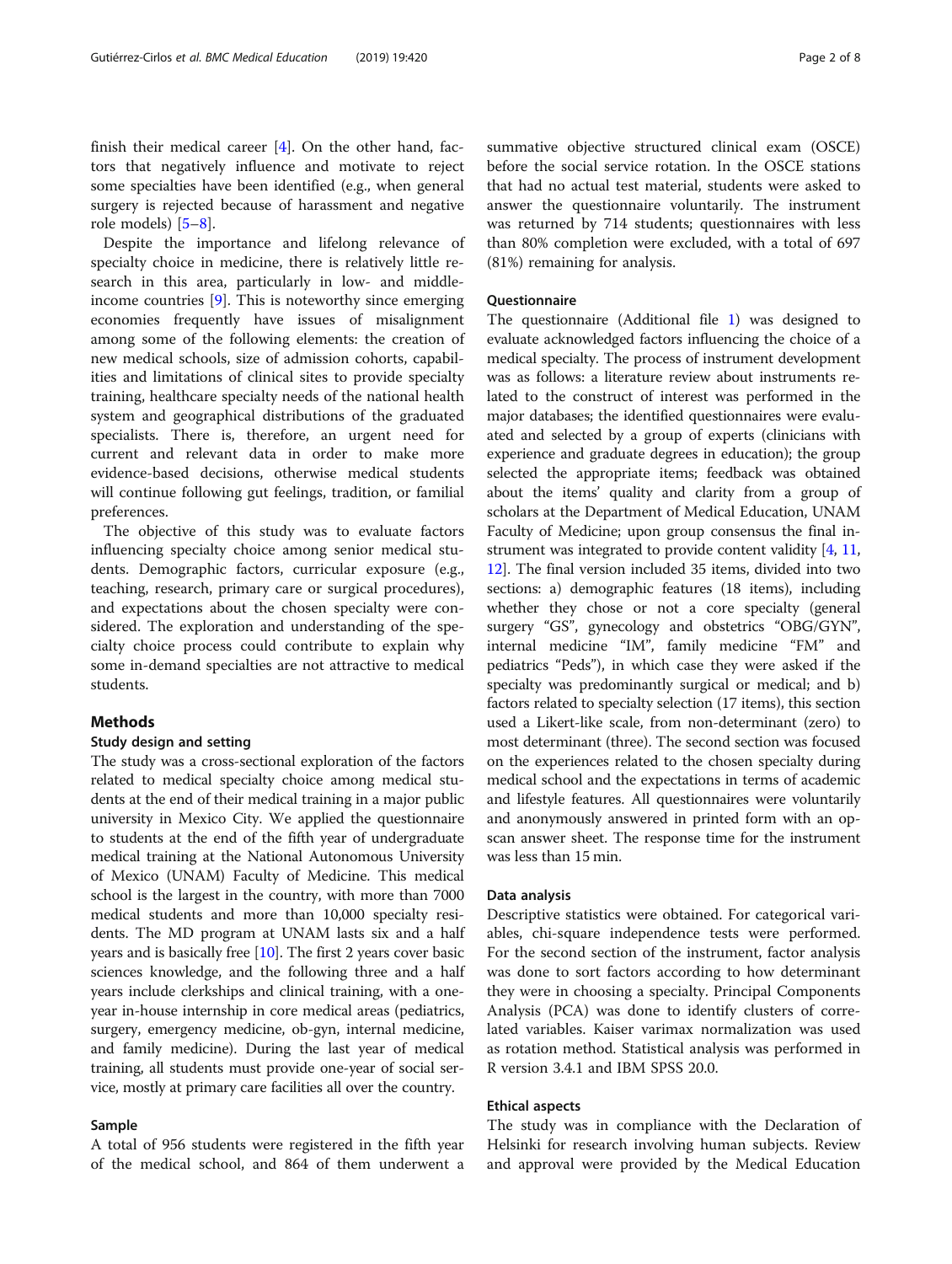finish their medical career [4]. On the other hand, factors that negatively influence and motivate to reject some specialties have been identified (e.g., when general surgery is rejected because of harassment and negative role models) [5–8].

Despite the importance and lifelong relevance of specialty choice in medicine, there is relatively little research in this area, particularly in low- and middle-income countries [9]. This is noteworthy since emerging economies frequently have issues of misalignment among some of the following elements: the creation of new medical schools, size of admission cohorts, capabilities and limitations of clinical sites to provide specialty training, healthcare specialty needs of the national health system and geographical distributions of the graduated specialists. There is, therefore, an urgent need for current and relevant data in order to make more evidence-based decisions, otherwise medical students will continue following gut feelings, tradition, or familial preferences.

The objective of this study was to evaluate factors influencing specialty choice among senior medical students. Demographic factors, curricular exposure (e.g., teaching, research, primary care or surgical procedures), and expectations about the chosen specialty were considered. The exploration and understanding of the specialty choice process could contribute to explain why some in-demand specialties are not attractive to medical students.

## Methods

### Study design and setting

The study was a cross-sectional exploration of the factors related to medical specialty choice among medical students at the end of their medical training in a major public university in Mexico City. We applied the questionnaire to students at the end of the fifth year of undergraduate medical training at the National Autonomous University of Mexico (UNAM) Faculty of Medicine. This medical school is the largest in the country, with more than 7000 medical students and more than 10,000 specialty residents. The MD program at UNAM lasts six and a half years and is basically free [10]. The first 2 years cover basic sciences knowledge, and the following three and a half years include clerkships and clinical training, with a one-year in-house internship in core medical areas (pediatrics, surgery, emergency medicine, ob-gyn, internal medicine, and family medicine). During the last year of medical training, all students must provide one-year of social service, mostly at primary care facilities all over the country.

### Sample

A total of 956 students were registered in the fifth year of the medical school, and 864 of them underwent a summative objective structured clinical exam (OSCE) before the social service rotation. In the OSCE stations that had no actual test material, students were asked to answer the questionnaire voluntarily. The instrument was returned by 714 students; questionnaires with less than 80% completion were excluded, with a total of 697 (81%) remaining for analysis.

### Questionnaire

The questionnaire (Additional file 1) was designed to evaluate acknowledged factors influencing the choice of a medical specialty. The process of instrument development was as follows: a literature review about instruments related to the construct of interest was performed in the major databases; the identified questionnaires were evaluated and selected by a group of experts (clinicians with experience and graduate degrees in education); the group selected the appropriate items; feedback was obtained about the items' quality and clarity from a group of scholars at the Department of Medical Education, UNAM Faculty of Medicine; upon group consensus the final instrument was integrated to provide content validity [4, 11, 12]. The final version included 35 items, divided into two sections: a) demographic features (18 items), including whether they chose or not a core specialty (general surgery "GS", gynecology and obstetrics "OBG/GYN", internal medicine "IM", family medicine "FM" and pediatrics "Peds"), in which case they were asked if the specialty was predominantly surgical or medical; and b) factors related to specialty selection (17 items), this section used a Likert-like scale, from non-determinant (zero) to most determinant (three). The second section was focused on the experiences related to the chosen specialty during medical school and the expectations in terms of academic and lifestyle features. All questionnaires were voluntarily and anonymously answered in printed form with an op-scan answer sheet. The response time for the instrument was less than 15 min.

### Data analysis

Descriptive statistics were obtained. For categorical variables, chi-square independence tests were performed. For the second section of the instrument, factor analysis was done to sort factors according to how determinant they were in choosing a specialty. Principal Components Analysis (PCA) was done to identify clusters of correlated variables. Kaiser varimax normalization was used as rotation method. Statistical analysis was performed in R version 3.4.1 and IBM SPSS 20.0.

### Ethical aspects

The study was in compliance with the Declaration of Helsinki for research involving human subjects. Review and approval were provided by the Medical Education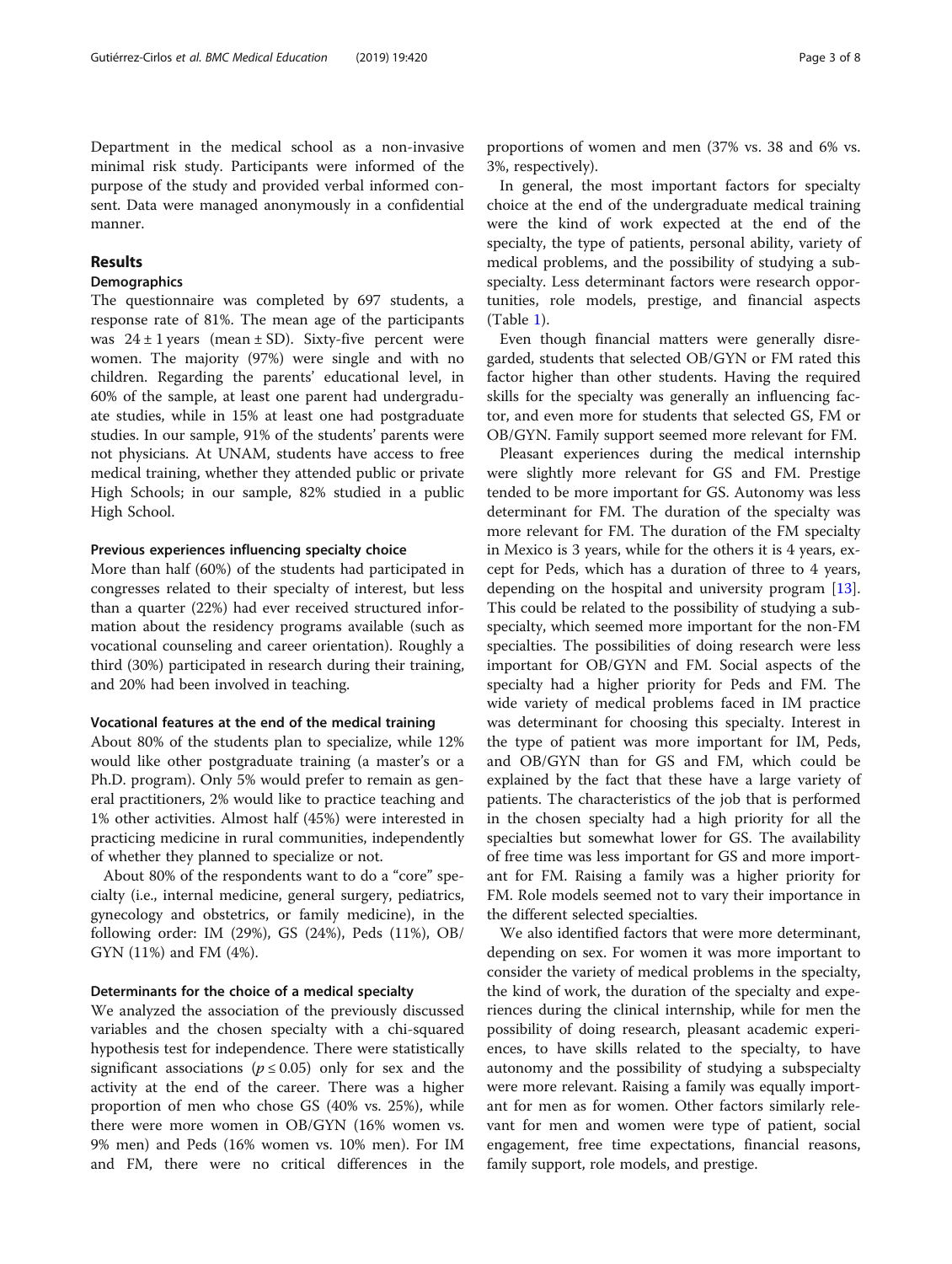Department in the medical school as a non-invasive minimal risk study. Participants were informed of the purpose of the study and provided verbal informed consent. Data were managed anonymously in a confidential manner.

## Results

### Demographics

The questionnaire was completed by 697 students, a response rate of 81%. The mean age of the participants was 24 ± 1 years (mean ± SD). Sixty-five percent were women. The majority (97%) were single and with no children. Regarding the parents' educational level, in 60% of the sample, at least one parent had undergraduate studies, while in 15% at least one had postgraduate studies. In our sample, 91% of the students' parents were not physicians. At UNAM, students have access to free medical training, whether they attended public or private High Schools; in our sample, 82% studied in a public High School.

#### Previous experiences influencing specialty choice

More than half (60%) of the students had participated in congresses related to their specialty of interest, but less than a quarter (22%) had ever received structured information about the residency programs available (such as vocational counseling and career orientation). Roughly a third (30%) participated in research during their training, and 20% had been involved in teaching.

#### Vocational features at the end of the medical training

About 80% of the students plan to specialize, while 12% would like other postgraduate training (a master's or a Ph.D. program). Only 5% would prefer to remain as general practitioners, 2% would like to practice teaching and 1% other activities. Almost half (45%) were interested in practicing medicine in rural communities, independently of whether they planned to specialize or not.

About 80% of the respondents want to do a "core" specialty (i.e., internal medicine, general surgery, pediatrics, gynecology and obstetrics, or family medicine), in the following order: IM (29%), GS (24%), Peds (11%), OB/GYN (11%) and FM (4%).

#### Determinants for the choice of a medical specialty

We analyzed the association of the previously discussed variables and the chosen specialty with a chi-squared hypothesis test for independence. There were statistically significant associations ($p \leq 0.05$) only for sex and the activity at the end of the career. There was a higher proportion of men who chose GS (40% vs. 25%), while there were more women in OB/GYN (16% women vs. 9% men) and Peds (16% women vs. 10% men). For IM and FM, there were no critical differences in the proportions of women and men (37% vs. 38 and 6% vs. 3%, respectively).

In general, the most important factors for specialty choice at the end of the undergraduate medical training were the kind of work expected at the end of the specialty, the type of patients, personal ability, variety of medical problems, and the possibility of studying a subspecialty. Less determinant factors were research opportunities, role models, prestige, and financial aspects (Table 1).

Even though financial matters were generally disregarded, students that selected OB/GYN or FM rated this factor higher than other students. Having the required skills for the specialty was generally an influencing factor, and even more for students that selected GS, FM or OB/GYN. Family support seemed more relevant for FM.

Pleasant experiences during the medical internship were slightly more relevant for GS and FM. Prestige tended to be more important for GS. Autonomy was less determinant for FM. The duration of the specialty was more relevant for FM. The duration of the FM specialty in Mexico is 3 years, while for the others it is 4 years, except for Peds, which has a duration of three to 4 years, depending on the hospital and university program [13]. This could be related to the possibility of studying a subspecialty, which seemed more important for the non-FM specialties. The possibilities of doing research were less important for OB/GYN and FM. Social aspects of the specialty had a higher priority for Peds and FM. The wide variety of medical problems faced in IM practice was determinant for choosing this specialty. Interest in the type of patient was more important for IM, Peds, and OB/GYN than for GS and FM, which could be explained by the fact that these have a large variety of patients. The characteristics of the job that is performed in the chosen specialty had a high priority for all the specialties but somewhat lower for GS. The availability of free time was less important for GS and more important for FM. Raising a family was a higher priority for FM. Role models seemed not to vary their importance in the different selected specialties.

We also identified factors that were more determinant, depending on sex. For women it was more important to consider the variety of medical problems in the specialty, the kind of work, the duration of the specialty and experiences during the clinical internship, while for men the possibility of doing research, pleasant academic experiences, to have skills related to the specialty, to have autonomy and the possibility of studying a subspecialty were more relevant. Raising a family was equally important for men as for women. Other factors similarly relevant for men and women were type of patient, social engagement, free time expectations, financial reasons, family support, role models, and prestige.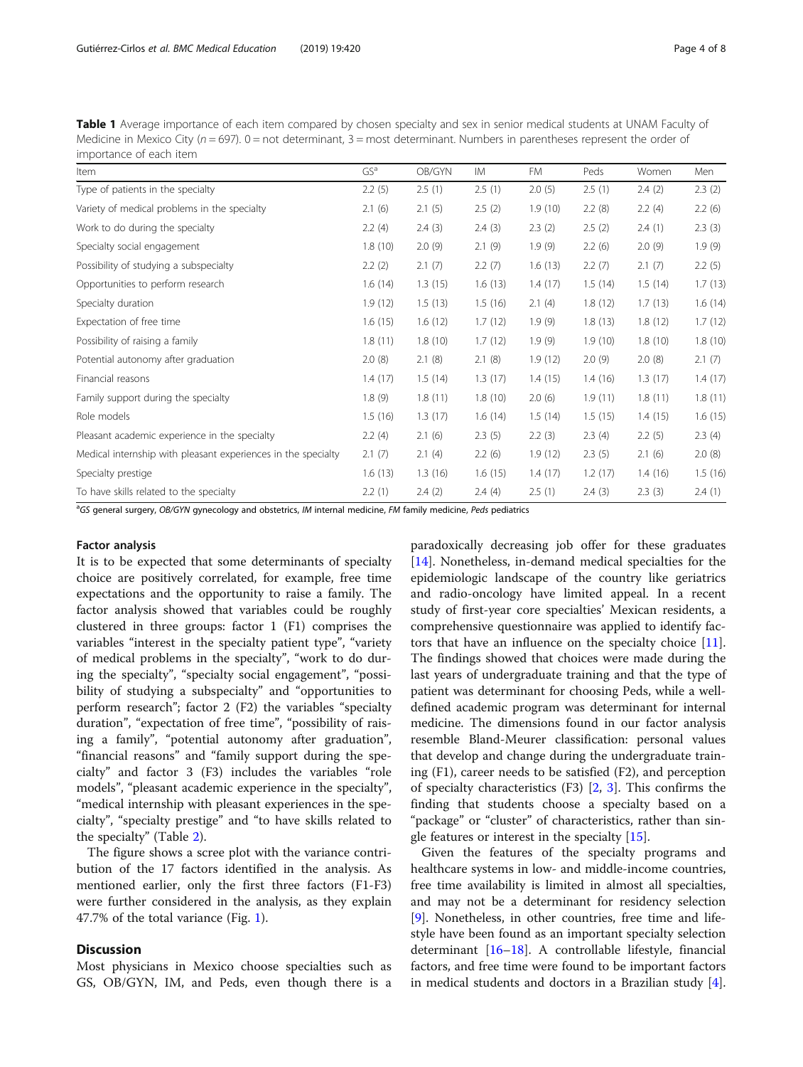**Table 1** Average importance of each item compared by chosen specialty and sex in senior medical students at UNAM Faculty of Medicine in Mexico City (n = 697). 0 = not determinant, 3 = most determinant. Numbers in parentheses represent the order of importance of each item

| Item | GS[a] | OB/GYN | IM | FM | Peds | Women | Men |
|---|---|---|---|---|---|---|---|
| Type of patients in the specialty | 2.2 (5) | 2.5 (1) | 2.5 (1) | 2.0 (5) | 2.5 (1) | 2.4 (2) | 2.3 (2) |
| Variety of medical problems in the specialty | 2.1 (6) | 2.1 (5) | 2.5 (2) | 1.9 (10) | 2.2 (8) | 2.2 (4) | 2.2 (6) |
| Work to do during the specialty | 2.2 (4) | 2.4 (3) | 2.4 (3) | 2.3 (2) | 2.5 (2) | 2.4 (1) | 2.3 (3) |
| Specialty social engagement | 1.8 (10) | 2.0 (9) | 2.1 (9) | 1.9 (9) | 2.2 (6) | 2.0 (9) | 1.9 (9) |
| Possibility of studying a subspecialty | 2.2 (2) | 2.1 (7) | 2.2 (7) | 1.6 (13) | 2.2 (7) | 2.1 (7) | 2.2 (5) |
| Opportunities to perform research | 1.6 (14) | 1.3 (15) | 1.6 (13) | 1.4 (17) | 1.5 (14) | 1.5 (14) | 1.7 (13) |
| Specialty duration | 1.9 (12) | 1.5 (13) | 1.5 (16) | 2.1 (4) | 1.8 (12) | 1.7 (13) | 1.6 (14) |
| Expectation of free time | 1.6 (15) | 1.6 (12) | 1.7 (12) | 1.9 (9) | 1.8 (13) | 1.8 (12) | 1.7 (12) |
| Possibility of raising a family | 1.8 (11) | 1.8 (10) | 1.7 (12) | 1.9 (9) | 1.9 (10) | 1.8 (10) | 1.8 (10) |
| Potential autonomy after graduation | 2.0 (8) | 2.1 (8) | 2.1 (8) | 1.9 (12) | 2.0 (9) | 2.0 (8) | 2.1 (7) |
| Financial reasons | 1.4 (17) | 1.5 (14) | 1.3 (17) | 1.4 (15) | 1.4 (16) | 1.3 (17) | 1.4 (17) |
| Family support during the specialty | 1.8 (9) | 1.8 (11) | 1.8 (10) | 2.0 (6) | 1.9 (11) | 1.8 (11) | 1.8 (11) |
| Role models | 1.5 (16) | 1.3 (17) | 1.6 (14) | 1.5 (14) | 1.5 (15) | 1.4 (15) | 1.6 (15) |
| Pleasant academic experience in the specialty | 2.2 (4) | 2.1 (6) | 2.3 (5) | 2.2 (3) | 2.3 (4) | 2.2 (5) | 2.3 (4) |
| Medical internship with pleasant experiences in the specialty | 2.1 (7) | 2.1 (4) | 2.2 (6) | 1.9 (12) | 2.3 (5) | 2.1 (6) | 2.0 (8) |
| Specialty prestige | 1.6 (13) | 1.3 (16) | 1.6 (15) | 1.4 (17) | 1.2 (17) | 1.4 (16) | 1.5 (16) |
| To have skills related to the specialty | 2.2 (1) | 2.4 (2) | 2.4 (4) | 2.5 (1) | 2.4 (3) | 2.3 (3) | 2.4 (1) |

[a] *GS* general surgery, *OB/GYN* gynecology and obstetrics, *IM* internal medicine, *FM* family medicine, *Peds* pediatrics

#### Factor analysis

It is to be expected that some determinants of specialty choice are positively correlated, for example, free time expectations and the opportunity to raise a family. The factor analysis showed that variables could be roughly clustered in three groups: factor 1 (F1) comprises the variables "interest in the specialty patient type", "variety of medical problems in the specialty", "work to do during the specialty", "specialty social engagement", "possibility of studying a subspecialty" and "opportunities to perform research"; factor 2 (F2) the variables "specialty duration", "expectation of free time", "possibility of raising a family", "potential autonomy after graduation", "financial reasons" and "family support during the specialty" and factor 3 (F3) includes the variables "role models", "pleasant academic experience in the specialty", "medical internship with pleasant experiences in the specialty", "specialty prestige" and "to have skills related to the specialty" (Table 2).

The figure shows a scree plot with the variance contribution of the 17 factors identified in the analysis. As mentioned earlier, only the first three factors (F1-F3) were further considered in the analysis, as they explain 47.7% of the total variance (Fig. 1).

## Discussion

Most physicians in Mexico choose specialties such as GS, OB/GYN, IM, and Peds, even though there is a paradoxically decreasing job offer for these graduates [14]. Nonetheless, in-demand medical specialties for the epidemiologic landscape of the country like geriatrics and radio-oncology have limited appeal. In a recent study of first-year core specialties' Mexican residents, a comprehensive questionnaire was applied to identify factors that have an influence on the specialty choice [11]. The findings showed that choices were made during the last years of undergraduate training and that the type of patient was determinant for choosing Peds, while a well-defined academic program was determinant for internal medicine. The dimensions found in our factor analysis resemble Bland-Meurer classification: personal values that develop and change during the undergraduate training (F1), career needs to be satisfied (F2), and perception of specialty characteristics (F3) [2, 3]. This confirms the finding that students choose a specialty based on a "package" or "cluster" of characteristics, rather than single features or interest in the specialty [15].

Given the features of the specialty programs and healthcare systems in low- and middle-income countries, free time availability is limited in almost all specialties, and may not be a determinant for residency selection [9]. Nonetheless, in other countries, free time and lifestyle have been found as an important specialty selection determinant [16–18]. A controllable lifestyle, financial factors, and free time were found to be important factors in medical students and doctors in a Brazilian study [4].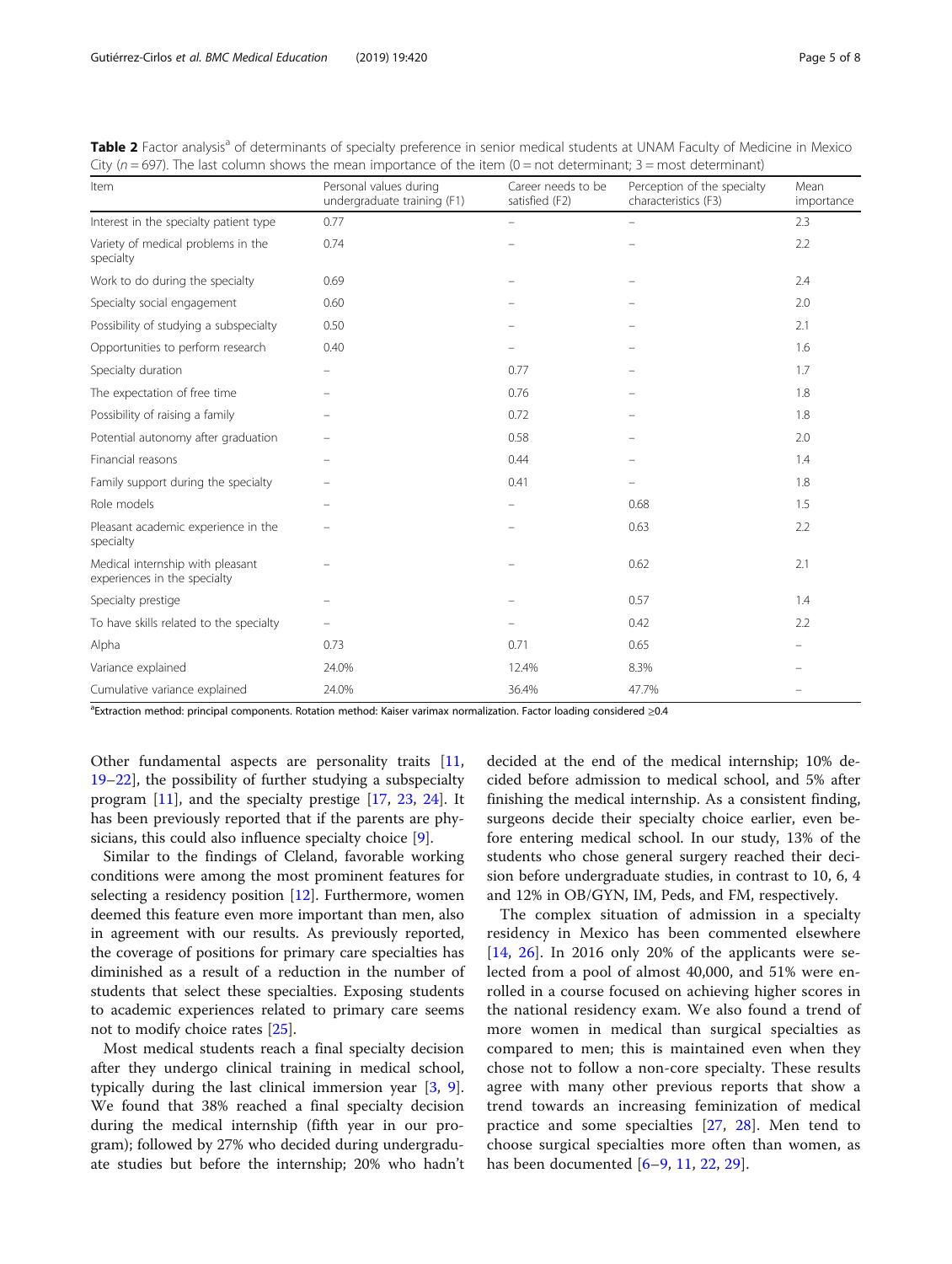**Table 2** Factor analysis[a] of determinants of specialty preference in senior medical students at UNAM Faculty of Medicine in Mexico City ($n = 697$). The last column shows the mean importance of the item (0 = not determinant; 3 = most determinant)

| Item | Personal values during undergraduate training (F1) | Career needs to be satisfied (F2) | Perception of the specialty characteristics (F3) | Mean importance |
|---|---|---|---|---|
| Interest in the specialty patient type | 0.77 | – | – | 2.3 |
| Variety of medical problems in the specialty | 0.74 | – | – | 2.2 |
| Work to do during the specialty | 0.69 | – | – | 2.4 |
| Specialty social engagement | 0.60 | – | – | 2.0 |
| Possibility of studying a subspecialty | 0.50 | – | – | 2.1 |
| Opportunities to perform research | 0.40 | – | – | 1.6 |
| Specialty duration | – | 0.77 | – | 1.7 |
| The expectation of free time | – | 0.76 | – | 1.8 |
| Possibility of raising a family | – | 0.72 | – | 1.8 |
| Potential autonomy after graduation | – | 0.58 | – | 2.0 |
| Financial reasons | – | 0.44 | – | 1.4 |
| Family support during the specialty | – | 0.41 | – | 1.8 |
| Role models | – | – | 0.68 | 1.5 |
| Pleasant academic experience in the specialty | – | – | 0.63 | 2.2 |
| Medical internship with pleasant experiences in the specialty | – | – | 0.62 | 2.1 |
| Specialty prestige | – | – | 0.57 | 1.4 |
| To have skills related to the specialty | – | – | 0.42 | 2.2 |
| Alpha | 0.73 | 0.71 | 0.65 | – |
| Variance explained | 24.0% | 12.4% | 8.3% | – |
| Cumulative variance explained | 24.0% | 36.4% | 47.7% | – |

[a]Extraction method: principal components. Rotation method: Kaiser varimax normalization. Factor loading considered ≥0.4

Other fundamental aspects are personality traits [11, 19–22], the possibility of further studying a subspecialty program [11], and the specialty prestige [17, 23, 24]. It has been previously reported that if the parents are physicians, this could also influence specialty choice [9].

Similar to the findings of Cleland, favorable working conditions were among the most prominent features for selecting a residency position [12]. Furthermore, women deemed this feature even more important than men, also in agreement with our results. As previously reported, the coverage of positions for primary care specialties has diminished as a result of a reduction in the number of students that select these specialties. Exposing students to academic experiences related to primary care seems not to modify choice rates [25].

Most medical students reach a final specialty decision after they undergo clinical training in medical school, typically during the last clinical immersion year [3, 9]. We found that 38% reached a final specialty decision during the medical internship (fifth year in our program); followed by 27% who decided during undergraduate studies but before the internship; 20% who hadn't decided at the end of the medical internship; 10% decided before admission to medical school, and 5% after finishing the medical internship. As a consistent finding, surgeons decide their specialty choice earlier, even before entering medical school. In our study, 13% of the students who chose general surgery reached their decision before undergraduate studies, in contrast to 10, 6, 4 and 12% in OB/GYN, IM, Peds, and FM, respectively.

The complex situation of admission in a specialty residency in Mexico has been commented elsewhere [14, 26]. In 2016 only 20% of the applicants were selected from a pool of almost 40,000, and 51% were enrolled in a course focused on achieving higher scores in the national residency exam. We also found a trend of more women in medical than surgical specialties as compared to men; this is maintained even when they chose not to follow a non-core specialty. These results agree with many other previous reports that show a trend towards an increasing feminization of medical practice and some specialties [27, 28]. Men tend to choose surgical specialties more often than women, as has been documented [6–9, 11, 22, 29].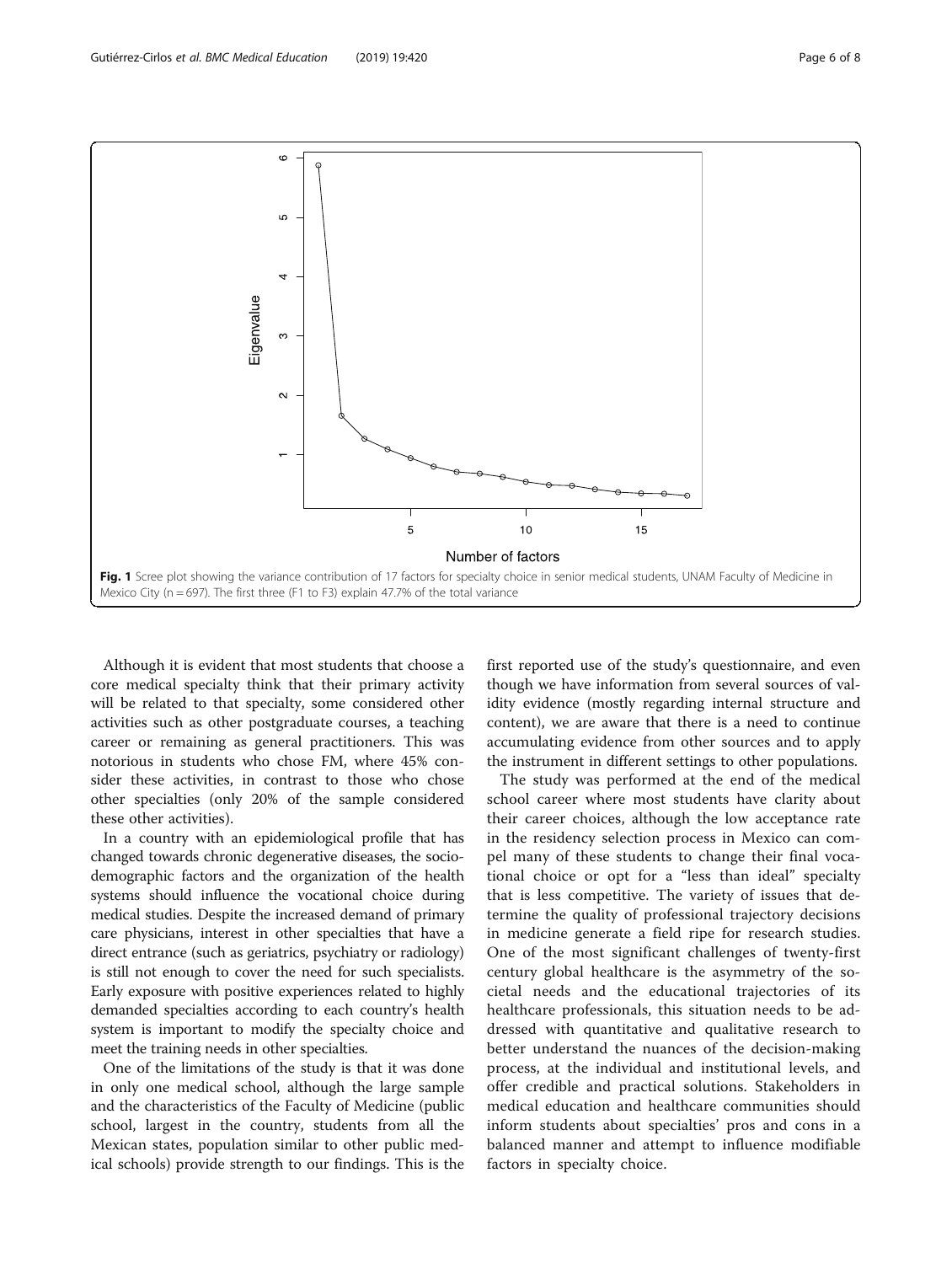Eigenvalue

6

5

4

3

2

1

5

10

15

Number of factors

**Fig. 1** Scree plot showing the variance contribution of 17 factors for specialty choice in senior medical students, UNAM Faculty of Medicine in Mexico City (n = 697). The first three (F1 to F3) explain 47.7% of the total variance

Although it is evident that most students that choose a core medical specialty think that their primary activity will be related to that specialty, some considered other activities such as other postgraduate courses, a teaching career or remaining as general practitioners. This was notorious in students who chose FM, where 45% consider these activities, in contrast to those who chose other specialties (only 20% of the sample considered these other activities).

In a country with an epidemiological profile that has changed towards chronic degenerative diseases, the sociodemographic factors and the organization of the health systems should influence the vocational choice during medical studies. Despite the increased demand of primary care physicians, interest in other specialties that have a direct entrance (such as geriatrics, psychiatry or radiology) is still not enough to cover the need for such specialists. Early exposure with positive experiences related to highly demanded specialties according to each country's health system is important to modify the specialty choice and meet the training needs in other specialties.

One of the limitations of the study is that it was done in only one medical school, although the large sample and the characteristics of the Faculty of Medicine (public school, largest in the country, students from all the Mexican states, population similar to other public medical schools) provide strength to our findings. This is the first reported use of the study's questionnaire, and even though we have information from several sources of validity evidence (mostly regarding internal structure and content), we are aware that there is a need to continue accumulating evidence from other sources and to apply the instrument in different settings to other populations.

The study was performed at the end of the medical school career where most students have clarity about their career choices, although the low acceptance rate in the residency selection process in Mexico can compel many of these students to change their final vocational choice or opt for a "less than ideal" specialty that is less competitive. The variety of issues that determine the quality of professional trajectory decisions in medicine generate a field ripe for research studies. One of the most significant challenges of twenty-first century global healthcare is the asymmetry of the societal needs and the educational trajectories of its healthcare professionals, this situation needs to be addressed with quantitative and qualitative research to better understand the nuances of the decision-making process, at the individual and institutional levels, and offer credible and practical solutions. Stakeholders in medical education and healthcare communities should inform students about specialties' pros and cons in a balanced manner and attempt to influence modifiable factors in specialty choice.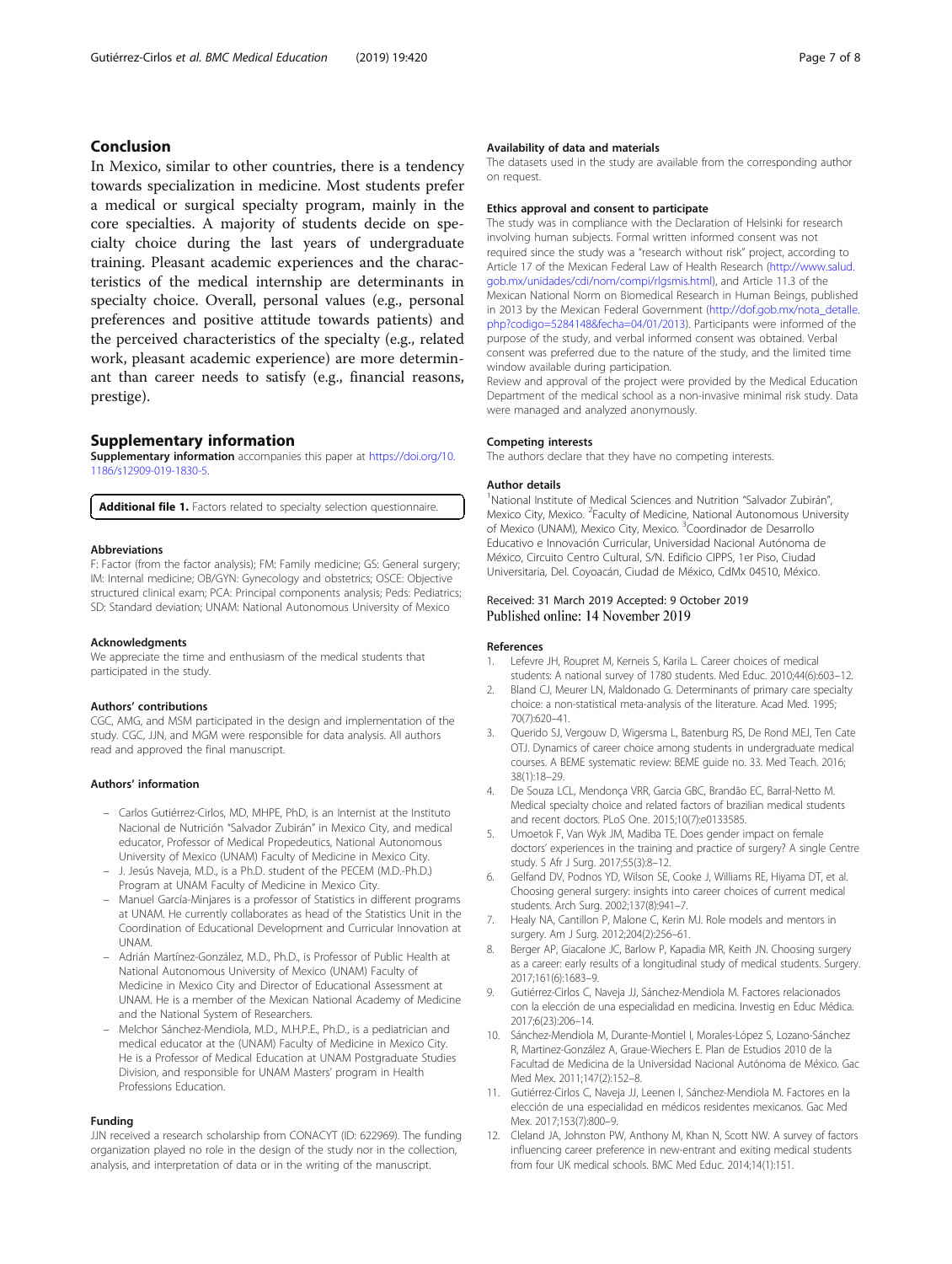## Conclusion

In Mexico, similar to other countries, there is a tendency towards specialization in medicine. Most students prefer a medical or surgical specialty program, mainly in the core specialties. A majority of students decide on specialty choice during the last years of undergraduate training. Pleasant academic experiences and the characteristics of the medical internship are determinants in specialty choice. Overall, personal values (e.g., personal preferences and positive attitude towards patients) and the perceived characteristics of the specialty (e.g., related work, pleasant academic experience) are more determinant than career needs to satisfy (e.g., financial reasons, prestige).

## Supplementary information

**Supplementary information** accompanies this paper at https://doi.org/10.1186/s12909-019-1830-5.

**Additional file 1.** Factors related to specialty selection questionnaire.

### Abbreviations

F: Factor (from the factor analysis); FM: Family medicine; GS: General surgery; IM: Internal medicine; OB/GYN: Gynecology and obstetrics; OSCE: Objective structured clinical exam; PCA: Principal components analysis; Peds: Pediatrics; SD: Standard deviation; UNAM: National Autonomous University of Mexico

### Acknowledgments

We appreciate the time and enthusiasm of the medical students that participated in the study.

### Authors' contributions

CGC, AMG, and MSM participated in the design and implementation of the study. CGC, JJN, and MGM were responsible for data analysis. All authors read and approved the final manuscript.

### Authors' information

- Carlos Gutiérrez-Cirlos, MD, MHPE, PhD, is an Internist at the Instituto Nacional de Nutrición "Salvador Zubirán" in Mexico City, and medical educator, Professor of Medical Propedeutics, National Autonomous University of Mexico (UNAM) Faculty of Medicine in Mexico City.
- J. Jesús Naveja, M.D., is a Ph.D. student of the PECEM (M.D.-Ph.D.) Program at UNAM Faculty of Medicine in Mexico City.
- Manuel García-Minjares is a professor of Statistics in different programs at UNAM. He currently collaborates as head of the Statistics Unit in the Coordination of Educational Development and Curricular Innovation at UNAM.
- Adrián Martínez-González, M.D., Ph.D., is Professor of Public Health at National Autonomous University of Mexico (UNAM) Faculty of Medicine in Mexico City and Director of Educational Assessment at UNAM. He is a member of the Mexican National Academy of Medicine and the National System of Researchers.
- Melchor Sánchez-Mendiola, M.D., M.H.P.E., Ph.D., is a pediatrician and medical educator at the (UNAM) Faculty of Medicine in Mexico City. He is a Professor of Medical Education at UNAM Postgraduate Studies Division, and responsible for UNAM Masters' program in Health Professions Education.

### Funding

JJN received a research scholarship from CONACYT (ID: 622969). The funding organization played no role in the design of the study nor in the collection, analysis, and interpretation of data or in the writing of the manuscript.

### Availability of data and materials

The datasets used in the study are available from the corresponding author on request.

### Ethics approval and consent to participate

The study was in compliance with the Declaration of Helsinki for research involving human subjects. Formal written informed consent was not required since the study was a "research without risk" project, according to Article 17 of the Mexican Federal Law of Health Research (http://www.salud.gob.mx/unidades/cdi/nom/compi/rlgsmis.html), and Article 11.3 of the Mexican National Norm on Biomedical Research in Human Beings, published in 2013 by the Mexican Federal Government (http://dof.gob.mx/nota_detalle.php?codigo=5284148&fecha=04/01/2013). Participants were informed of the purpose of the study, and verbal informed consent was obtained. Verbal consent was preferred due to the nature of the study, and the limited time window available during participation.

Review and approval of the project were provided by the Medical Education Department of the medical school as a non-invasive minimal risk study. Data were managed and analyzed anonymously.

### Competing interests

The authors declare that they have no competing interests.

### Author details

[1]National Institute of Medical Sciences and Nutrition "Salvador Zubirán", Mexico City, Mexico. [2]Faculty of Medicine, National Autonomous University of Mexico (UNAM), Mexico City, Mexico. [3]Coordinador de Desarrollo Educativo e Innovación Curricular, Universidad Nacional Autónoma de México, Circuito Centro Cultural, S/N. Edificio CIPPS, 1er Piso, Ciudad Universitaria, Del. Coyoacán, Ciudad de México, CdMx 04510, México.

Received: 31 March 2019 Accepted: 9 October 2019
Published online: 14 November 2019

### References

1. Lefevre JH, Roupret M, Kerneis S, Karila L. Career choices of medical students: A national survey of 1780 students. Med Educ. 2010;44(6):603–12.
2. Bland CJ, Meurer LN, Maldonado G. Determinants of primary care specialty choice: a non-statistical meta-analysis of the literature. Acad Med. 1995;70(7):620–41.
3. Querido SJ, Vergouw D, Wigersma L, Batenburg RS, De Rond MEJ, Ten Cate OTJ. Dynamics of career choice among students in undergraduate medical courses. A BEME systematic review: BEME guide no. 33. Med Teach. 2016;38(1):18–29.
4. De Souza LCL, Mendonça VRR, Garcia GBC, Brandão EC, Barral-Netto M. Medical specialty choice and related factors of brazilian medical students and recent doctors. PLoS One. 2015;10(7):e0133585.
5. Umoetok F, Van Wyk JM, Madiba TE. Does gender impact on female doctors' experiences in the training and practice of surgery? A single Centre study. S Afr J Surg. 2017;55(3):8–12.
6. Gelfand DV, Podnos YD, Wilson SE, Cooke J, Williams RE, Hiyama DT, et al. Choosing general surgery: insights into career choices of current medical students. Arch Surg. 2002;137(8):941–7.
7. Healy NA, Cantillon P, Malone C, Kerin MJ. Role models and mentors in surgery. Am J Surg. 2012;204(2):256–61.
8. Berger AP, Giacalone JC, Barlow P, Kapadia MR, Keith JN. Choosing surgery as a career: early results of a longitudinal study of medical students. Surgery. 2017;161(6):1683–9.
9. Gutiérrez-Cirlos C, Naveja JJ, Sánchez-Mendiola M. Factores relacionados con la elección de una especialidad en medicina. Investig en Educ Médica. 2017;6(23):206–14.
10. Sánchez-Mendiola M, Durante-Montiel I, Morales-López S, Lozano-Sánchez R, Martinez-González A, Graue-Wiechers E. Plan de Estudios 2010 de la Facultad de Medicina de la Universidad Nacional Autónoma de México. Gac Med Mex. 2011;147(2):152–8.
11. Gutiérrez-Cirlos C, Naveja JJ, Leenen I, Sánchez-Mendiola M. Factores en la elección de una especialidad en médicos residentes mexicanos. Gac Med Mex. 2017;153(7):800–9.
12. Cleland JA, Johnston PW, Anthony M, Khan N, Scott NW. A survey of factors influencing career preference in new-entrant and exiting medical students from four UK medical schools. BMC Med Educ. 2014;14(1):151.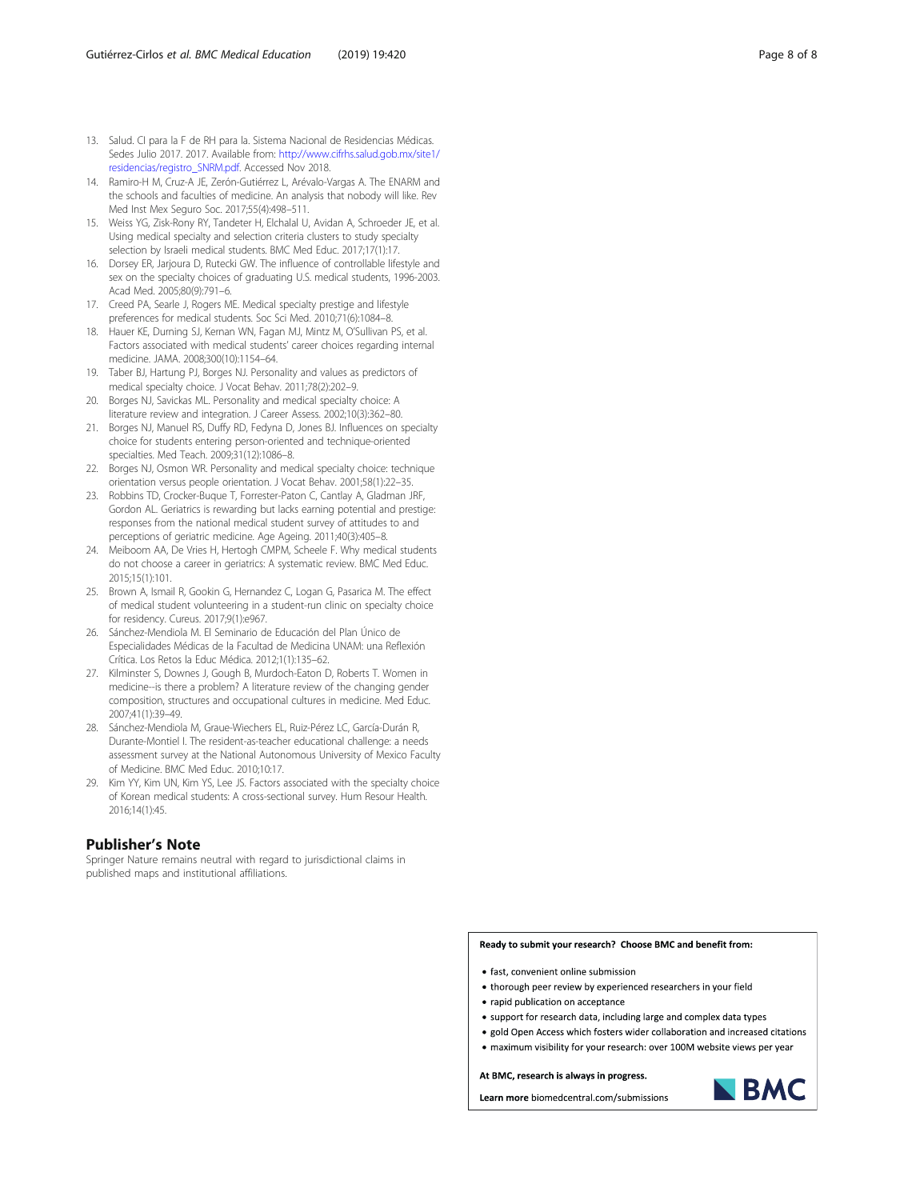13. Salud. CI para la F de RH para la. Sistema Nacional de Residencias Médicas. Sedes Julio 2017. 2017. Available from: http://www.cifrhs.salud.gob.mx/site1/residencias/registro_SNRM.pdf. Accessed Nov 2018.
14. Ramiro-H M, Cruz-A JE, Zerón-Gutiérrez L, Arévalo-Vargas A. The ENARM and the schools and faculties of medicine. An analysis that nobody will like. Rev Med Inst Mex Seguro Soc. 2017;55(4):498–511.
15. Weiss YG, Zisk-Rony RY, Tandeter H, Elchalal U, Avidan A, Schroeder JE, et al. Using medical specialty and selection criteria clusters to study specialty selection by Israeli medical students. BMC Med Educ. 2017;17(1):17.
16. Dorsey ER, Jarjoura D, Rutecki GW. The influence of controllable lifestyle and sex on the specialty choices of graduating U.S. medical students, 1996-2003. Acad Med. 2005;80(9):791–6.
17. Creed PA, Searle J, Rogers ME. Medical specialty prestige and lifestyle preferences for medical students. Soc Sci Med. 2010;71(6):1084–8.
18. Hauer KE, Durning SJ, Kernan WN, Fagan MJ, Mintz M, O'Sullivan PS, et al. Factors associated with medical students' career choices regarding internal medicine. JAMA. 2008;300(10):1154–64.
19. Taber BJ, Hartung PJ, Borges NJ. Personality and values as predictors of medical specialty choice. J Vocat Behav. 2011;78(2):202–9.
20. Borges NJ, Savickas ML. Personality and medical specialty choice: A literature review and integration. J Career Assess. 2002;10(3):362–80.
21. Borges NJ, Manuel RS, Duffy RD, Fedyna D, Jones BJ. Influences on specialty choice for students entering person-oriented and technique-oriented specialties. Med Teach. 2009;31(12):1086–8.
22. Borges NJ, Osmon WR. Personality and medical specialty choice: technique orientation versus people orientation. J Vocat Behav. 2001;58(1):22–35.
23. Robbins TD, Crocker-Buque T, Forrester-Paton C, Cantlay A, Gladman JRF, Gordon AL. Geriatrics is rewarding but lacks earning potential and prestige: responses from the national medical student survey of attitudes to and perceptions of geriatric medicine. Age Ageing. 2011;40(3):405–8.
24. Meiboom AA, De Vries H, Hertogh CMPM, Scheele F. Why medical students do not choose a career in geriatrics: A systematic review. BMC Med Educ. 2015;15(1):101.
25. Brown A, Ismail R, Gookin G, Hernandez C, Logan G, Pasarica M. The effect of medical student volunteering in a student-run clinic on specialty choice for residency. Cureus. 2017;9(1):e967.
26. Sánchez-Mendiola M. El Seminario de Educación del Plan Único de Especialidades Médicas de la Facultad de Medicina UNAM: una Reflexión Crítica. Los Retos la Educ Médica. 2012;1(1):135–62.
27. Kilminster S, Downes J, Gough B, Murdoch-Eaton D, Roberts T. Women in medicine--is there a problem? A literature review of the changing gender composition, structures and occupational cultures in medicine. Med Educ. 2007;41(1):39–49.
28. Sánchez-Mendiola M, Graue-Wiechers EL, Ruiz-Pérez LC, García-Durán R, Durante-Montiel I. The resident-as-teacher educational challenge: a needs assessment survey at the National Autonomous University of Mexico Faculty of Medicine. BMC Med Educ. 2010;10:17.
29. Kim YY, Kim UN, Kim YS, Lee JS. Factors associated with the specialty choice of Korean medical students: A cross-sectional survey. Hum Resour Health. 2016;14(1):45.

## Publisher's Note

Springer Nature remains neutral with regard to jurisdictional claims in published maps and institutional affiliations.

**Ready to submit your research? Choose BMC and benefit from:**

- fast, convenient online submission
- thorough peer review by experienced researchers in your field
- rapid publication on acceptance
- support for research data, including large and complex data types
- gold Open Access which fosters wider collaboration and increased citations
- maximum visibility for your research: over 100M website views per year

**At BMC, research is always in progress.**

**Learn more** biomedcentral.com/submissions

BMC